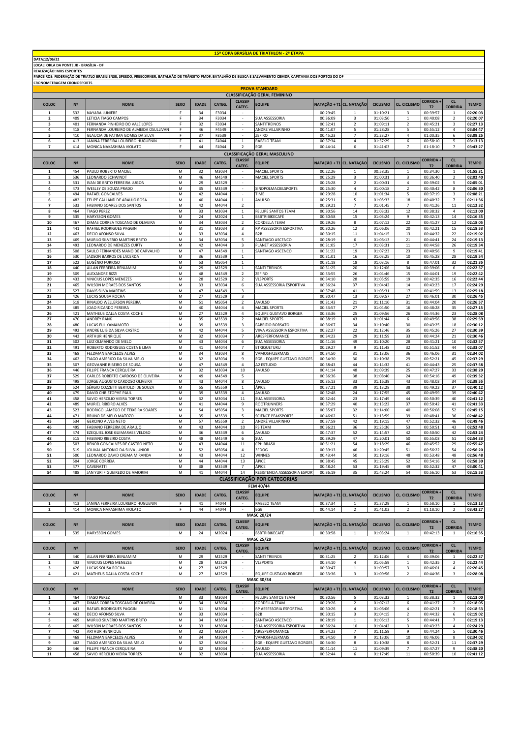# 15ª COPA BRASÍLIA DE TRIATHLON - 2ª ETAPA

DATA:12/06/22

LOCAL: ORLA DA PONTE JK - BRASÍLIA - DF

REALIZAÇÃO: MKS ESPORTES

PARCEIROS: FEDERAÇÃO DE TRIATLO BRASILIENSE, SPEEDO, FREECORNER, BATALHÃO DE TRÂNSITO PMDF, BATALHÃO DE BUSCA E SALVAMENTO CBMDF, CAPITANIA DOS PORTOS DO DF

CRONOMETRAGEM CRONOSPORTS

## PROVA STANDARD

### CLASSIFICAÇÃO GERAL FEMININO

| COLOC | Nº | NOME | SEXO | IDADE | CATEG. | CLASSIF CATEG. | EQUIPE | NATAÇÃO + T1 | CL. NATAÇÃO | CICUSMO | CL. CICLISMO | CORRIDA + T2 | CL. CORRIDA | TEMPO |
|---|---|---|---|---|---|---|---|---|---|---|---|---|---|---|
| 1 | 532 | NAYARA LUNIERE | F | 34 | F3034 | - | | 00:29:45 | 1 | 01:10:21 | 3 | 00:39:57 | 1 | 02:20:03 |
| 2 | 409 | LETICIA TIAGO CAMPOS | F | 34 | F3034 | - | SUA ASSESSORIA | 00:36:09 | 3 | 01:03:50 | 1 | 00:40:08 | 2 | 02:20:07 |
| 3 | 401 | FERNANDA PINHEIRO DO VALE LOPES | F | 32 | F3034 | - | SANTITREINOS | 00:32:41 | 2 | 01:09:11 | 2 | 00:45:21 | 3 | 02:27:13 |
| 4 | 418 | FERNANDA LOUREIRO DE ALMEIDA OSULLIVAN | F | 46 | F4549 | - | ANDRE VILLARINHO | 00:41:07 | 5 | 01:28:28 | 5 | 00:55:12 | 4 | 03:04:47 |
| 5 | 410 | GLAUCIA DE FATIMA GOMES DA SILVA | F | 37 | F3539 | - | ZEFIRO | 00:45:23 | 7 | 01:23:27 | 4 | 01:00:35 | 6 | 03:09:25 |
| 6 | 413 | JANINA FERREIRA LOUREIRO HUGUENIN | F | 41 | F4044 | 1 | RABELO TEAM | 00:37:34 | 4 | 01:37:29 | 6 | 00:58:10 | 5 | 03:13:13 |
| 7 | 414 | MONICA NAKASHIMA VIOLATO | F | 44 | F4044 | 2 | EGB | 00:44:14 | 6 | 01:41:03 | 7 | 01:18:10 | 7 | 03:43:27 |

### CLASSIFICAÇÃO GERAL MASCULINO

| COLOC | Nº | NOME | SEXO | IDADE | CATEG. | CLASSIF CATEG. | EQUIPE | NATAÇÃO + T1 | CL. NATAÇÃO | CICUSMO | CL. CICLISMO | CORRIDA + T2 | CL. CORRIDA | TEMPO |
|---|---|---|---|---|---|---|---|---|---|---|---|---|---|---|
| 1 | 454 | PAULO ROBERTO MACIEL | M | 32 | M3034 | - | MACIEL SPORTS | 00:22:26 | 1 | 00:58:35 | 1 | 00:34:30 | 1 | 01:55:31 |
| 2 | 536 | LEONARDO SCHWINDT | M | 46 | M4549 | - | MACIEL SPORTS | 00:25:29 | 3 | 01:00:31 | 3 | 00:36:40 | 2 | 02:02:40 |
| 3 | 531 | IVAN DE BRITO FERREIRA LUGON | M | 29 | M2529 | - | | 00:25:28 | 2 | 01:00:31 | 4 | 00:39:02 | 5 | 02:05:01 |
| 4 | 473 | WESLEY DE SOUZA PRADO | M | 35 | M3539 | - | SINDPOLMACIELSPORTS | 00:25:30 | 4 | 01:00:18 | 2 | 00:40:42 | 8 | 02:06:30 |
| 5 | 494 | RAFAEL GONCALVES | M | 42 | M4044 | - | TIME | 00:29:28 | 10 | 01:01:34 | 5 | 00:37:19 | 3 | 02:08:21 |
| 6 | 482 | FELIPE CALLAND DE ARAUJO ROSA | M | 40 | M4044 | 1 | AVULSO | 00:25:31 | 5 | 01:05:33 | 18 | 00:40:32 | 7 | 02:11:36 |
| 7 | 533 | FABIANO SOARES DOS SANTOS | M | 42 | M4044 | 2 | | 00:29:21 | 7 | 01:01:45 | 7 | 00:41:26 | 11 | 02:12:32 |
| 8 | 464 | TIAGO PEREZ | M | 33 | M3034 | 1 | FELLIPE SANTOS TEAM | 00:30:56 | 14 | 01:03:32 | 12 | 00:38:32 | 4 | 02:13:00 |
| 9 | 535 | HARYSSON GOMES | M | 24 | M2024 | 1 | BSBTRIBIKECAFÉ | 00:30:58 | 15 | 01:03:24 | 9 | 00:42:13 | 14 | 02:16:35 |
| 10 | 467 | DIMAS CORREA TOSCANO DE OLIVEIRA | M | 34 | M3034 | 2 | CORDELLA TEAM | 00:29:26 | 8 | 01:07:12 | 22 | 00:41:27 | 12 | 02:18:05 |
| 11 | 441 | RAFAEL RODRIGUES PAGGIN | M | 31 | M3034 | 3 | RP ASSESSORIA ESPORTIVA | 00:30:26 | 12 | 01:06:06 | 20 | 00:42:21 | 15 | 02:18:53 |
| 12 | 463 | DECIO AFONSO SILVA | M | 33 | M3034 | 4 | B2B | 00:30:15 | 11 | 01:04:15 | 13 | 00:44:32 | 22 | 02:19:02 |
| 13 | 469 | MURILO SILVERIO MARTINS BRITO | M | 34 | M3034 | 5 | SANTIAGO ASCENCO | 00:28:19 | 6 | 01:06:13 | 21 | 00:44:41 | 24 | 02:19:13 |
| 14 | 493 | LEONARDO DE MENEZES CURTY | M | 42 | M4044 | 3 | PLANET ASSESSORIA | 00:31:05 | 17 | 01:03:31 | 11 | 00:44:58 | 26 | 02:19:34 |
| 15 | 508 | SAULO FERNANDES MANO DE CARVALHO | M | 47 | M4549 | 1 | SANTIAGO ASCENCO | 00:31:22 | 19 | 01:07:23 | 23 | 00:40:56 | 9 | 02:19:41 |
| 16 | 530 | JADSON BARROS DE LACERDA | M | 36 | M3539 | 1 | | 00:31:01 | 16 | 01:03:25 | 10 | 00:45:28 | 28 | 02:19:54 |
| 17 | 522 | EUGÊNIO FURIOSO | M | 53 | M5054 | 1 | | 00:31:18 | 18 | 01:03:16 | 8 | 00:47:01 | 32 | 02:21:35 |
| 18 | 440 | ALLAN FERREIRA BENJAMIM | M | 29 | M2529 | 1 | SANTI TREINOS | 00:31:25 | 20 | 01:12:06 | 34 | 00:39:06 | 6 | 02:22:37 |
| 19 | 509 | ALEXANDRE RIZZI | M | 48 | M4549 | 2 | ZEFIRO | 00:33:55 | 26 | 01:04:46 | 15 | 00:44:01 | 19 | 02:22:42 |
| 20 | 433 | VINICIUS LOPES MENEZES | M | 28 | M2529 | 2 | VLSPORTS | 00:34:10 | 28 | 01:05:59 | 19 | 00:42:35 | 16 | 02:22:44 |
| 21 | 465 | WILSON MORAES DOS SANTOS | M | 33 | M3034 | 6 | SUA ASSESSORIA ESPORTIVA | 00:36:24 | 37 | 01:04:42 | 14 | 00:43:23 | 17 | 02:24:29 |
| 22 | 527 | DAVIS SILVA MARTINS | M | 47 | M4549 | 3 | | 00:37:48 | 41 | 01:05:31 | 17 | 00:41:59 | 13 | 02:25:18 |
| 23 | 426 | LUCAS SOUSA ROCHA | M | 27 | M2529 | 3 | | 00:30:47 | 13 | 01:09:57 | 27 | 00:46:01 | 30 | 02:26:45 |
| 24 | 518 | RINALDO WELLERSON PEREIRA | M | 51 | M5054 | 2 | AVULSO | 00:31:43 | 21 | 01:11:10 | 31 | 00:44:04 | 20 | 02:26:57 |
| 25 | 485 | JOAO RICARDO PEREIRA | M | 40 | M4044 | 4 | MACIEL SPORTS | 00:33:57 | 27 | 01:04:50 | 16 | 00:48:28 | 35 | 02:27:15 |
| 26 | 421 | MATHEUS DALLA COSTA KOCHE | M | 27 | M2529 | 4 | EQUIPE GUSTAVO BORGER | 00:33:36 | 25 | 01:09:56 | 26 | 00:44:36 | 23 | 02:28:08 |
| 27 | 470 | ANDREY RANK | M | 35 | M3539 | 2 | MACIEL SPORTS | 00:38:19 | 43 | 01:01:44 | 6 | 00:49:56 | 38 | 02:29:59 |
| 28 | 480 | LUCAS EIJI YAMAMOTO | M | 39 | M3539 | 3 | FABRIZIO BORSATO | 00:36:07 | 34 | 01:10:40 | 30 | 00:43:25 | 18 | 02:30:12 |
| 29 | 492 | ANDRE LUIS DA SILVA CASTRO | M | 42 | M4044 | 5 | VIIVA ASSESSORIA ESPORTIVA | 00:32:27 | 22 | 01:12:46 | 35 | 00:45:26 | 27 | 02:30:39 |
| 30 | 442 | ARTHUR HENRIQUE | M | 32 | M3034 | 7 | ARESPERFOMANCE | 00:34:23 | 29 | 01:11:59 | 33 | 00:44:24 | 21 | 02:30:46 |
| 31 | 502 | LUIZ OLMANDO DE MELO | M | 43 | M4044 | 6 | SUA ASSESSORIA | 00:41:16 | 49 | 01:10:20 | 28 | 00:41:21 | 10 | 02:32:57 |
| 32 | 491 | ROBERTO RODRIGUES COSTA E LIMA | M | 41 | M4044 | 7 | ETRIQUETURU | 00:29:27 | 9 | 01:11:48 | 32 | 00:51:52 | 44 | 02:33:07 |
| 33 | 468 | FELDMAN BARCELOS ALVES | M | 34 | M3034 | 8 | VAMOSFAZERMAIS | 00:34:50 | 31 | 01:13:06 | 36 | 00:46:06 | 31 | 02:34:02 |
| 34 | 462 | TIAGO AMERICO DA SILVA MELO | M | 32 | M3034 | 9 | EGB - EQUIPE GUSTAVO BORGES | 00:34:30 | 30 | 01:10:38 | 29 | 00:52:21 | 45 | 02:37:29 |
| 35 | 507 | GEOVANNE RIBEIRO DE SOUSA | M | 47 | M4549 | 4 | A2 ESTUDIO | 00:38:43 | 44 | 01:14:32 | 41 | 00:44:43 | 25 | 02:37:58 |
| 36 | 446 | FILLIPE FRANCA CERQUEIRA | M | 32 | M3034 | 10 | AVULSO | 00:41:14 | 48 | 01:09:39 | 25 | 00:47:27 | 33 | 02:38:20 |
| 37 | 529 | CARLOS ROBERTO CARDOSO DE OLIVEIRA | M | 49 | M4549 | 5 | | 00:36:36 | 38 | 01:08:40 | 24 | 00:54:16 | 49 | 02:39:32 |
| 38 | 498 | JORGE AUGUSTO CARDOSO OLIVEIRA | M | 43 | M4044 | 8 | AVULSO | 00:35:13 | 33 | 01:16:39 | 43 | 00:48:03 | 34 | 02:39:55 |
| 39 | 524 | SÉRGIO COZZETTI BERTOLDI DE SOUZA | M | 55 | M5559 | 1 | ÁPICE | 00:37:21 | 39 | 01:13:28 | 38 | 00:49:23 | 37 | 02:40:12 |
| 40 | 479 | DAVID CHRISTOPHE PAUL | M | 39 | M3539 | 4 | AVULSO | 00:32:48 | 24 | 01:17:55 | 45 | 00:49:59 | 39 | 02:40:42 |
| 41 | 458 | SAVIO HERCILIO VIEIRA TORRES | M | 32 | M3034 | 11 | SUA ASSESSORIA | 00:32:44 | 23 | 01:17:49 | 44 | 00:50:39 | 40 | 02:41:12 |
| 42 | 489 | MURIEL RIBEIRO ALVES | M | 41 | M4044 | 9 | ROOTRUNNERS | 00:37:29 | 40 | 01:13:22 | 37 | 00:50:42 | 41 | 02:41:33 |
| 43 | 523 | RODRIGO LAMEGO DE TEIXEIRA SOARES | M | 54 | M5054 | 3 | MACIEL SPORTS | 00:35:07 | 32 | 01:14:00 | 40 | 00:56:08 | 52 | 02:45:15 |
| 44 | 471 | BRUNO DE MELO MATOZO | M | 35 | M3539 | 5 | SCIENCE PEAKSPORTS | 00:46:02 | 51 | 01:13:59 | 39 | 00:48:41 | 36 | 02:48:42 |
| 45 | 534 | GERCINO ALVES NETO | M | 57 | M5559 | 2 | ANDRÉ VILLARINHO | 00:37:59 | 42 | 01:19:15 | 47 | 00:52:32 | 46 | 02:49:46 |
| 46 | 495 | FABIANO FERREIRA DE ARAUJO | M | 43 | M4044 | 10 | PS TEAM | 00:36:21 | 36 | 01:25:36 | 53 | 00:50:51 | 43 | 02:52:48 |
| 47 | 474 | EZEQUIEL JOSE GUIMARAES VELOSO | M | 36 | M3539 | 6 | AVULSO | 00:47:37 | 52 | 01:14:57 | 42 | 00:50:50 | 42 | 02:53:24 |
| 48 | 515 | FABIANO RIBEIRO COSTA | M | 48 | M4549 | 6 | SUA | 00:39:29 | 47 | 01:20:01 | 50 | 00:55:03 | 51 | 02:54:33 |
| 49 | 503 | RENOR GONCALVES DE CASTRO NETO | M | 43 | M4044 | 11 | CPH BRASIL | 00:51:21 | 54 | 01:18:29 | 46 | 00:45:52 | 29 | 02:55:42 |
| 50 | 519 | JOLIVAL ANTONIO DA SILVA JUNIOR | M | 52 | M5054 | 4 | 3FDOG | 00:39:13 | 46 | 01:20:45 | 51 | 00:56:22 | 54 | 02:56:20 |
| 51 | 500 | LEONARDO DAVID CREMA MIRANDA | M | 43 | M4044 | 12 | WINNES | 00:43:44 | 50 | 01:19:16 | 48 | 00:53:48 | 48 | 02:56:48 |
| 52 | 504 | JORGE CORREIA | M | 44 | M4044 | 13 | ÁPICE | 00:38:45 | 45 | 01:25:29 | 52 | 00:54:16 | 50 | 02:58:30 |
| 53 | 477 | CAVENATTI | M | 38 | M3539 | 7 | ÁPICE | 00:48:24 | 53 | 01:19:45 | 49 | 00:52:32 | 47 | 03:00:41 |
| 54 | 488 | JAN YURI FIGUEIREDO DE AMORIM | M | 41 | M4044 | 14 | RESISTENCIA ASSESSORIA ESPOR | 00:36:19 | 35 | 01:43:24 | 54 | 00:56:10 | 53 | 03:15:53 |

### CLASSIFICAÇÃO POR CATEGORIAS

#### FEM 40/44

| COLOC | Nº | NOME | SEXO | IDADE | CATEG. | CLASSIF CATEG. | EQUIPE | NATAÇÃO + T1 | CL. NATAÇÃO | CICUSMO | CL. CICLISMO | CORRIDA + T2 | CL. CORRIDA | TEMPO |
|---|---|---|---|---|---|---|---|---|---|---|---|---|---|---|
| 1 | 413 | JANINA FERREIRA LOUREIRO HUGUENIN | F | 41 | F4044 | - | RABELO TEAM | 00:37:34 | 1 | 01:37:29 | 1 | 00:58:10 | 1 | 03:13:13 |
| 2 | 414 | MONICA NAKASHIMA VIOLATO | F | 44 | F4044 | - | EGB | 00:44:14 | 2 | 01:41:03 | 2 | 01:18:10 | 2 | 03:43:27 |

#### MASC 20/24

| COLOC | Nº | NOME | SEXO | IDADE | CATEG. | CLASSIF CATEG. | EQUIPE | NATAÇÃO + T1 | CL. NATAÇÃO | CICUSMO | CL. CICLISMO | CORRIDA + T2 | CL. CORRIDA | TEMPO |
|---|---|---|---|---|---|---|---|---|---|---|---|---|---|---|
| 1 | 535 | HARYSSON GOMES | M | 24 | M2024 | - | BSBTRIBIKECAFÉ | 00:30:58 | 1 | 01:03:24 | 1 | 00:42:13 | 1 | 02:16:35 |

#### MASC 25/29

| COLOC | Nº | NOME | SEXO | IDADE | CATEG. | CLASSIF CATEG. | EQUIPE | NATAÇÃO + T1 | CL. NATAÇÃO | CICUSMO | CL. CICLISMO | CORRIDA + T2 | CL. CORRIDA | TEMPO |
|---|---|---|---|---|---|---|---|---|---|---|---|---|---|---|
| 1 | 440 | ALLAN FERREIRA BENJAMIM | M | 29 | M2529 | - | SANTI TREINOS | 00:31:25 | 2 | 01:12:06 | 4 | 00:39:06 | 1 | 02:22:37 |
| 2 | 433 | VINICIUS LOPES MENEZES | M | 28 | M2529 | - | VLSPORTS | 00:34:10 | 4 | 01:05:59 | 1 | 00:42:35 | 2 | 02:22:44 |
| 3 | 426 | LUCAS SOUSA ROCHA | M | 27 | M2529 | - | | 00:30:47 | 1 | 01:09:57 | 3 | 00:46:01 | 4 | 02:26:45 |
| 4 | 421 | MATHEUS DALLA COSTA KOCHE | M | 27 | M2529 | - | EQUIPE GUSTAVO BORGER | 00:33:36 | 3 | 01:09:56 | 2 | 00:44:36 | 3 | 02:28:08 |

#### MASC 30/34

| COLOC | Nº | NOME | SEXO | IDADE | CATEG. | CLASSIF CATEG. | EQUIPE | NATAÇÃO + T1 | CL. NATAÇÃO | CICUSMO | CL. CICLISMO | CORRIDA + T2 | CL. CORRIDA | TEMPO |
|---|---|---|---|---|---|---|---|---|---|---|---|---|---|---|
| 1 | 464 | TIAGO PEREZ | M | 33 | M3034 | - | FELLIPE SANTOS TEAM | 00:30:56 | 5 | 01:03:32 | 1 | 00:38:32 | 1 | 02:13:00 |
| 2 | 467 | DIMAS CORREA TOSCANO DE OLIVEIRA | M | 34 | M3034 | - | CORDELLA TEAM | 00:29:26 | 2 | 01:07:12 | 6 | 00:41:27 | 2 | 02:18:05 |
| 3 | 441 | RAFAEL RODRIGUES PAGGIN | M | 31 | M3034 | - | RP ASSESSORIA ESPORTIVA | 00:30:26 | 4 | 01:06:06 | 4 | 00:42:21 | 3 | 02:18:53 |
| 4 | 463 | DECIO AFONSO SILVA | M | 33 | M3034 | - | B2B | 00:30:15 | 3 | 01:04:15 | 2 | 00:44:32 | 6 | 02:19:02 |
| 5 | 469 | MURILO SILVERIO MARTINS BRITO | M | 34 | M3034 | - | SANTIAGO ASCENCO | 00:28:19 | 1 | 01:06:13 | 5 | 00:44:41 | 7 | 02:19:13 |
| 6 | 465 | WILSON MORAES DOS SANTOS | M | 33 | M3034 | - | SUA ASSESSORIA ESPORTIVA | 00:36:24 | 10 | 01:04:42 | 3 | 00:43:23 | 4 | 02:24:29 |
| 7 | 442 | ARTHUR HENRIQUE | M | 32 | M3034 | - | ARESPERFOMANCE | 00:34:23 | 7 | 01:11:59 | 9 | 00:44:24 | 5 | 02:30:46 |
| 8 | 468 | FELDMAN BARCELOS ALVES | M | 34 | M3034 | - | VAMOSFAZERMAIS | 00:34:50 | 9 | 01:13:06 | 10 | 00:46:06 | 8 | 02:34:02 |
| 9 | 462 | TIAGO AMERICO DA SILVA MELO | M | 32 | M3034 | - | EGB - EQUIPE GUSTAVO BORGES | 00:34:30 | 8 | 01:10:38 | 8 | 00:52:21 | 11 | 02:37:29 |
| 10 | 446 | FILLIPE FRANCA CERQUEIRA | M | 32 | M3034 | - | AVULSO | 00:41:14 | 11 | 01:09:39 | 7 | 00:47:27 | 9 | 02:38:20 |
| 11 | 458 | SAVIO HERCILIO VIEIRA TORRES | M | 32 | M3034 | - | SUA ASSESSORIA | 00:32:44 | 6 | 01:17:49 | 11 | 00:50:39 | 10 | 02:41:12 |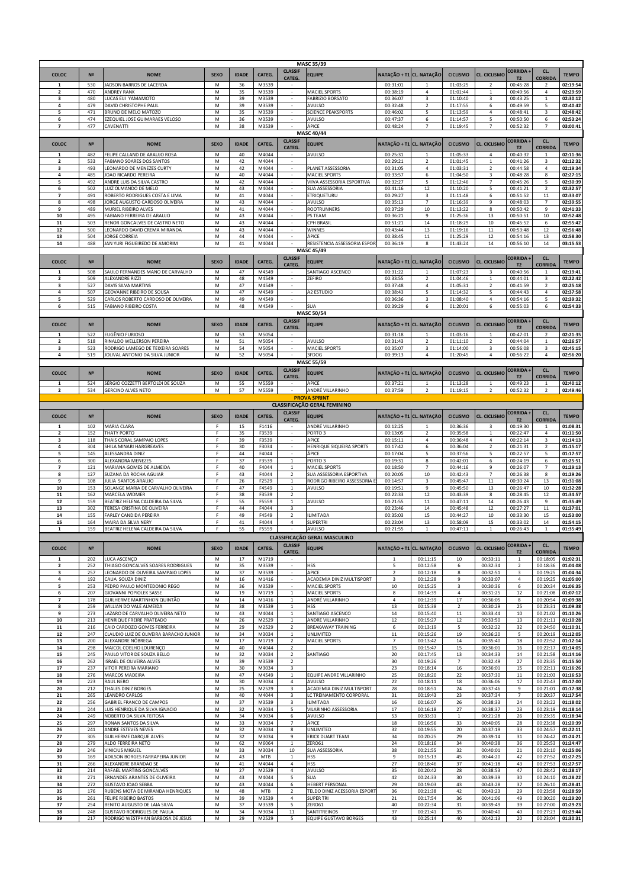## MASC 35/39

| COLOC | Nº | NOME | SEXO | IDADE | CATEG. | CLASSIF CATEG. | EQUIPE | NATAÇÃO + T1 | CL. NATAÇÃO | CICLISMO | CL. CICLISMO | CORRIDA + T2 | CL. CORRIDA | TEMPO |
|---|---|---|---|---|---|---|---|---|---|---|---|---|---|---|
| 1 | 530 | JADSON BARROS DE LACERDA | M | 36 | M3539 | - | | 00:31:01 | 1 | 01:03:25 | 2 | 00:45:28 | 2 | 02:19:54 |
| 2 | 470 | ANDREY RANK | M | 35 | M3539 | - | MACIEL SPORTS | 00:38:19 | 4 | 01:01:44 | 1 | 00:49:56 | 4 | 02:29:59 |
| 3 | 480 | LUCAS EIJI YAMAMOTO | M | 39 | M3539 | - | FABRIZIO BORSATO | 00:36:07 | 3 | 01:10:40 | 3 | 00:43:25 | 1 | 02:30:12 |
| 4 | 479 | DAVID CHRISTOPHE PAUL | M | 39 | M3539 | - | AVULSO | 00:32:48 | 2 | 01:17:55 | 6 | 00:49:59 | 5 | 02:40:42 |
| 5 | 471 | BRUNO DE MELO MATOZO | M | 35 | M3539 | - | SCIENCE PEAKSPORTS | 00:46:02 | 5 | 01:13:59 | 4 | 00:48:41 | 3 | 02:48:42 |
| 6 | 474 | EZEQUIEL JOSE GUIMARAES VELOSO | M | 36 | M3539 | - | AVULSO | 00:47:37 | 6 | 01:14:57 | 5 | 00:50:50 | 6 | 02:53:24 |
| 7 | 477 | CAVENATTI | M | 38 | M3539 | - | ÁPICE | 00:48:24 | 7 | 01:19:45 | 7 | 00:52:32 | 7 | 03:00:41 |

## MASC 40/44

| COLOC | Nº | NOME | SEXO | IDADE | CATEG. | CLASSIF CATEG. | EQUIPE | NATAÇÃO + T1 | CL. NATAÇÃO | CICLISMO | CL. CICLISMO | CORRIDA + T2 | CL. CORRIDA | TEMPO |
|---|---|---|---|---|---|---|---|---|---|---|---|---|---|---|
| 1 | 482 | FELIPE CALLAND DE ARAUJO ROSA | M | 40 | M4044 | - | AVULSO | 00:25:31 | 1 | 01:05:33 | 4 | 00:40:32 | 1 | 02:11:36 |
| 2 | 533 | FABIANO SOARES DOS SANTOS | M | 42 | M4044 | - | | 00:29:21 | 2 | 01:01:45 | 1 | 00:41:26 | 3 | 02:12:32 |
| 3 | 493 | LEONARDO DE MENEZES CURTY | M | 42 | M4044 | - | PLANET ASSESSORIA | 00:31:05 | 4 | 01:03:31 | 2 | 00:44:58 | 4 | 02:19:34 |
| 4 | 485 | JOAO RICARDO PEREIRA | M | 40 | M4044 | - | MACIEL SPORTS | 00:33:57 | 6 | 01:04:50 | 3 | 00:48:28 | 8 | 02:27:15 |
| 5 | 492 | ANDRE LUIS DA SILVA CASTRO | M | 42 | M4044 | - | VIIVA ASSESSORIA ESPORTIVA | 00:32:27 | 5 | 01:12:46 | 7 | 00:45:26 | 5 | 02:30:39 |
| 6 | 502 | LUIZ OLMANDO DE MELO | M | 43 | M4044 | - | SUA ASSESSORIA | 00:41:16 | 12 | 01:10:20 | 5 | 00:41:21 | 2 | 02:32:57 |
| 7 | 491 | ROBERTO RODRIGUES COSTA E LIMA | M | 41 | M4044 | - | ETRIQUETURU | 00:29:27 | 3 | 01:11:48 | 6 | 00:51:52 | 11 | 02:33:07 |
| 8 | 498 | JORGE AUGUSTO CARDOSO OLIVEIRA | M | 43 | M4044 | - | AVULSO | 00:35:13 | 7 | 01:16:39 | 9 | 00:48:03 | 7 | 02:39:55 |
| 9 | 489 | MURIEL RIBEIRO ALVES | M | 41 | M4044 | - | ROOTRUNNERS | 00:37:29 | 10 | 01:13:22 | 8 | 00:50:42 | 9 | 02:41:33 |
| 10 | 495 | FABIANO FERREIRA DE ARAUJO | M | 43 | M4044 | - | PS TEAM | 00:36:21 | 9 | 01:25:36 | 13 | 00:50:51 | 10 | 02:52:48 |
| 11 | 503 | RENOR GONCALVES DE CASTRO NETO | M | 43 | M4044 | - | CPH BRASIL | 00:51:21 | 14 | 01:18:29 | 10 | 00:45:52 | 6 | 02:55:42 |
| 12 | 500 | LEONARDO DAVID CREMA MIRANDA | M | 43 | M4044 | - | WINNES | 00:43:44 | 13 | 01:19:16 | 11 | 00:53:48 | 12 | 02:56:48 |
| 13 | 504 | JORGE CORREIA | M | 44 | M4044 | - | ÁPICE | 00:38:45 | 11 | 01:25:29 | 12 | 00:54:16 | 13 | 02:58:30 |
| 14 | 488 | JAN YURI FIGUEIREDO DE AMORIM | M | 41 | M4044 | - | RESISTENCIA ASSESSORIA ESPORT | 00:36:19 | 8 | 01:43:24 | 14 | 00:56:10 | 14 | 03:15:53 |

## MASC 45/49

| COLOC | Nº | NOME | SEXO | IDADE | CATEG. | CLASSIF CATEG. | EQUIPE | NATAÇÃO + T1 | CL. NATAÇÃO | CICLISMO | CL. CICLISMO | CORRIDA + T2 | CL. CORRIDA | TEMPO |
|---|---|---|---|---|---|---|---|---|---|---|---|---|---|---|
| 1 | 508 | SAULO FERNANDES MANO DE CARVALHO | M | 47 | M4549 | - | SANTIAGO ASCENCO | 00:31:22 | 1 | 01:07:23 | 3 | 00:40:56 | 1 | 02:19:41 |
| 2 | 509 | ALEXANDRE RIZZI | M | 48 | M4549 | - | ZEFIRO | 00:33:55 | 2 | 01:04:46 | 1 | 00:44:01 | 3 | 02:22:42 |
| 3 | 527 | DAVIS SILVA MARTINS | M | 47 | M4549 | - | | 00:37:48 | 4 | 01:05:31 | 2 | 00:41:59 | 2 | 02:25:18 |
| 4 | 507 | GEOVANNE RIBEIRO DE SOUSA | M | 47 | M4549 | - | A2 ESTUDIO | 00:38:43 | 5 | 01:14:32 | 5 | 00:44:43 | 4 | 02:37:58 |
| 5 | 529 | CARLOS ROBERTO CARDOSO DE OLIVEIRA | M | 49 | M4549 | - | | 00:36:36 | 3 | 01:08:40 | 4 | 00:54:16 | 5 | 02:39:32 |
| 6 | 515 | FABIANO RIBEIRO COSTA | M | 48 | M4549 | - | SUA | 00:39:29 | 6 | 01:20:01 | 6 | 00:55:03 | 6 | 02:54:33 |

## MASC 50/54

| COLOC | Nº | NOME | SEXO | IDADE | CATEG. | CLASSIF CATEG. | EQUIPE | NATAÇÃO + T1 | CL. NATAÇÃO | CICLISMO | CL. CICLISMO | CORRIDA + T2 | CL. CORRIDA | TEMPO |
|---|---|---|---|---|---|---|---|---|---|---|---|---|---|---|
| 1 | 522 | EUGÊNIO FURIOSO | M | 53 | M5054 | - | | 00:31:18 | 1 | 01:03:16 | 1 | 00:47:01 | 2 | 02:21:35 |
| 2 | 518 | RINALDO WELLERSON PEREIRA | M | 51 | M5054 | - | AVULSO | 00:31:43 | 2 | 01:11:10 | 2 | 00:44:04 | 1 | 02:26:57 |
| 3 | 523 | RODRIGO LAMEGO DE TEIXEIRA SOARES | M | 54 | M5054 | - | MACIEL SPORTS | 00:35:07 | 3 | 01:14:00 | 3 | 00:56:08 | 3 | 02:45:15 |
| 4 | 519 | JOLIVAL ANTONIO DA SILVA JUNIOR | M | 52 | M5054 | - | 3FDOG | 00:39:13 | 4 | 01:20:45 | 4 | 00:56:22 | 4 | 02:56:20 |

## MASC 55/59

| COLOC | Nº | NOME | SEXO | IDADE | CATEG. | CLASSIF CATEG. | EQUIPE | NATAÇÃO + T1 | CL. NATAÇÃO | CICLISMO | CL. CICLISMO | CORRIDA + T2 | CL. CORRIDA | TEMPO |
|---|---|---|---|---|---|---|---|---|---|---|---|---|---|---|
| 1 | 524 | SÉRGIO COZZETTI BERTOLDI DE SOUZA | M | 55 | M5559 | - | ÁPICE | 00:37:21 | 1 | 01:13:28 | 1 | 00:49:23 | 1 | 02:40:12 |
| 2 | 534 | GERCINO ALVES NETO | M | 57 | M5559 | - | ANDRÉ VILLARINHO | 00:37:59 | 2 | 01:19:15 | 2 | 00:52:32 | 2 | 02:49:46 |

# PROVA SPRINT

## CLASSIFICAÇÃO GERAL FEMININO

| COLOC | Nº | NOME | SEXO | IDADE | CATEG. | CLASSIF CATEG. | EQUIPE | NATAÇÃO + T1 | CL. NATAÇÃO | CICLISMO | CL. CICLISMO | CORRIDA + T2 | CL. CORRIDA | TEMPO |
|---|---|---|---|---|---|---|---|---|---|---|---|---|---|---|
| 1 | 102 | MARIA CLARA | F | 15 | F1416 | - | ANDRÉ VILLARINHO | 00:12:25 | 1 | 00:36:36 | 3 | 00:19:30 | 1 | 01:08:31 |
| 2 | 152 | THATY PORTO | F | 35 | F3539 | - | PORTO 3 | 00:13:05 | 2 | 00:35:58 | 1 | 00:22:47 | 4 | 01:11:50 |
| 3 | 118 | THAIS CORAL SAMPAIO LOPES | F | 39 | F3539 | - | APICE | 00:15:11 | 4 | 00:36:48 | 4 | 00:22:14 | 3 | 01:14:13 |
| 4 | 304 | SHILA MINARI HARGREAVES | F | 30 | F3034 | - | HENRIQUE SIQUEIRA SPORTS | 00:17:42 | 6 | 00:36:04 | 2 | 00:21:31 | 2 | 01:15:17 |
| 5 | 145 | ALESSANDRA DINIZ | F | 44 | F4044 | - | ÁPICE | 00:17:04 | 5 | 00:37:56 | 5 | 00:22:57 | 5 | 01:17:57 |
| 6 | 300 | ALEXANDRA MENEZES | F | 37 | F3539 | 1 | PORTO 3 | 00:19:31 | 8 | 00:42:01 | 6 | 00:24:19 | 6 | 01:25:51 |
| 7 | 121 | MARIANA GOMES DE ALMEIDA | F | 40 | F4044 | 1 | MACIEL SPORTS | 00:18:50 | 7 | 00:44:16 | 9 | 00:26:07 | 7 | 01:29:13 |
| 8 | 127 | SUZANA DA ROCHA AGUIAR | F | 43 | F4044 | 2 | SUA ASSESSORIA ESPORTIVA | 00:20:05 | 10 | 00:42:43 | 7 | 00:26:38 | 8 | 01:29:26 |
| 9 | 108 | JULIA SANTOS ARAUJO | F | 26 | F2529 | 1 | RODRIGO RIBEIRO ASSESSORIA E | 00:14:57 | 3 | 00:45:47 | 11 | 00:30:24 | 13 | 01:31:08 |
| 10 | 153 | SOLANGE MARIA DE CARVALHO OLIVEIRA | F | 47 | F4549 | 1 | AVULSO | 00:19:51 | 9 | 00:45:50 | 13 | 00:26:47 | 10 | 01:32:28 |
| 11 | 162 | MARCELA WIDMER | F | 38 | F3539 | 2 | | 00:22:33 | 12 | 00:43:39 | 8 | 00:28:45 | 12 | 01:34:57 |
| 12 | 159 | BEATRIZ HELENA CALDEIRA DA SILVA | F | 55 | F5559 | 1 | AVULSO | 00:21:55 | 11 | 00:47:11 | 14 | 00:26:43 | 9 | 01:35:49 |
| 13 | 302 | TERESA CRISTINA DE OLIVEIRA | F | 44 | F4044 | 3 | | 00:23:46 | 14 | 00:45:48 | 12 | 00:27:27 | 11 | 01:37:01 |
| 14 | 155 | FARLEY CANDIDA PEREIRA | F | 49 | F4549 | 2 | ILIMITADA | 00:35:03 | 15 | 00:44:27 | 10 | 00:33:30 | 15 | 01:53:00 |
| 15 | 164 | MAIRA DA SILVA NERY | F | 41 | F4044 | 4 | SUPERTRI | 00:23:04 | 13 | 00:58:09 | 15 | 00:33:02 | 14 | 01:54:15 |
| 1 | 159 | BEATRIZ HELENA CALDEIRA DA SILVA | F | 55 | F5559 | - | AVULSO | 00:21:55 | 1 | 00:47:11 | 1 | 00:26:43 | 1 | 01:35:49 |

## CLASSIFICAÇÃO GERAL MASCULINO

| COLOC | Nº | NOME | SEXO | IDADE | CATEG. | CLASSIF CATEG. | EQUIPE | NATAÇÃO + T1 | CL. NATAÇÃO | CICLISMO | CL. CICLISMO | CORRIDA + T2 | CL. CORRIDA | TEMPO |
|---|---|---|---|---|---|---|---|---|---|---|---|---|---|---|
| 1 | 202 | LUCA ASCENÇO | M | 17 | M1719 | - | | 1 | 00:11:15 | 10 | 00:33:11 | 1 | 00:18:05 | 01:02:31 |
| 2 | 252 | THIAGO GONCALVES SOARES RODRIGUES | M | 35 | M3539 | - | HSS | 5 | 00:12:58 | 6 | 00:32:34 | 2 | 00:18:36 | 01:04:08 |
| 3 | 257 | LEONARDO DE OLIVEIRA SAMPAIO LOPES | M | 37 | M3539 | - | APICE | 2 | 00:12:18 | 8 | 00:32:51 | 3 | 00:19:25 | 01:04:34 |
| 4 | 192 | CAUA SOUZA DINIZ | M | 16 | M1416 | - | ACADEMIA DINIZ MULTISPORT | 3 | 00:12:28 | 9 | 00:33:07 | 4 | 00:19:25 | 01:05:00 |
| 5 | 253 | PEDRO PAULO MONTEDONIO REGO | M | 36 | M3539 | - | MACIEL SPORTS | 10 | 00:15:25 | 3 | 00:30:36 | 6 | 00:20:34 | 01:06:35 |
| 6 | 207 | GIOVANNI POPIOLEK SASSE | M | 19 | M1719 | 1 | MACIEL SPORTS | 8 | 00:14:39 | 4 | 00:31:25 | 12 | 00:21:08 | 01:07:12 |
| 7 | 178 | GUILHERME MARTINHON QUINTÃO | M | 14 | M1416 | 1 | ANDRÉ VILLARINHO | 4 | 00:12:39 | 17 | 00:36:05 | 8 | 00:20:54 | 01:09:38 |
| 8 | 259 | WILLIAN DO VALE ALMEIDA | M | 38 | M3539 | 1 | HSS | 13 | 00:15:38 | 2 | 00:30:29 | 25 | 00:23:31 | 01:09:38 |
| 9 | 273 | LAZARO DE CARVALHO OLIVEIRA NETO | M | 43 | M4044 | 1 | SANTIAGO ASCENCO | 14 | 00:15:40 | 11 | 00:33:44 | 10 | 00:21:02 | 01:10:26 |
| 10 | 213 | HENRIQUE FREIRE PRATEADO | M | 26 | M2529 | 1 | ANDRE VILLARINHO | 12 | 00:15:27 | 12 | 00:33:50 | 13 | 00:21:11 | 01:10:28 |
| 11 | 216 | CAIO CARDOZO GOMES FERREIRA | M | 29 | M2529 | 2 | BREAKAWAY TRAINING | 6 | 00:13:19 | 5 | 00:32:22 | 32 | 00:24:50 | 01:10:31 |
| 12 | 247 | CLAUDIO LUIZ DE OLIVEIRA BARACHO JUNIOR | M | 34 | M3034 | 1 | UNLIMITED | 11 | 00:15:26 | 19 | 00:36:20 | 5 | 00:20:19 | 01:12:05 |
| 13 | 200 | ALEXANDRE NÓBREGA | M | 17 | M1719 | 2 | MACIEL SPORTS | 7 | 00:13:42 | 14 | 00:35:40 | 18 | 00:22:52 | 01:12:14 |
| 14 | 298 | MAICOL COELHO LOURENÇO | M | 40 | M4044 | 2 | | 15 | 00:15:47 | 15 | 00:36:01 | 16 | 00:22:17 | 01:14:05 |
| 15 | 245 | PAULO VITOR DE SOUZA BELLO | M | 32 | M3034 | 2 | SANTIAGO | 20 | 00:17:45 | 13 | 00:34:33 | 14 | 00:21:58 | 01:14:16 |
| 16 | 262 | ISRAEL DE OLIVEIRA ALVES | M | 39 | M3539 | 2 | | 30 | 00:19:26 | 7 | 00:32:49 | 27 | 00:23:35 | 01:15:50 |
| 17 | 237 | VITOR PEREIRA MARIANO | M | 30 | M3034 | 3 | | 23 | 00:18:14 | 16 | 00:36:01 | 15 | 00:22:11 | 01:16:26 |
| 18 | 276 | MARCOS MADEIRA | M | 47 | M4549 | 1 | EQUIPE ANDRE VILLARINHO | 25 | 00:18:20 | 22 | 00:37:30 | 11 | 00:21:03 | 01:16:53 |
| 19 | 223 | RAUL NERO | M | 30 | M3034 | 4 | AVULSO | 22 | 00:18:11 | 18 | 00:36:06 | 17 | 00:22:43 | 01:17:00 |
| 20 | 212 | THALES DINIZ BORGES | M | 25 | M2529 | 3 | ACADEMIA DINIZ MULTISPORT | 28 | 00:18:51 | 24 | 00:37:46 | 9 | 00:21:01 | 01:17:38 |
| 21 | 265 | LEANDRO CARLOS | M | 40 | M4044 | 3 | LC TREINAMENTO CORPORAL | 31 | 00:19:43 | 23 | 00:37:34 | 7 | 00:20:37 | 01:17:54 |
| 22 | 256 | GABRIEL FRANCO DE CAMPOS | M | 37 | M3539 | 3 | ILIMITADA | 16 | 00:16:07 | 26 | 00:38:33 | 24 | 00:23:22 | 01:18:02 |
| 23 | 244 | LUIS HENRIQUE DA SILVA IGNACIO | M | 32 | M3034 | 5 | VILARINHO ASSESSORIA | 17 | 00:16:18 | 27 | 00:38:37 | 23 | 00:23:19 | 01:18:14 |
| 24 | 249 | NOBERTO DA SILVA FEITOSA | M | 34 | M3034 | 6 | AVULSO | 53 | 00:33:31 | 1 | 00:21:28 | 26 | 00:23:35 | 01:18:34 |
| 25 | 297 | RONAN SANTOS DA SILVA | M | 33 | M3034 | 7 | ÁPICE | 18 | 00:16:56 | 33 | 00:40:05 | 28 | 00:23:38 | 01:20:39 |
| 26 | 241 | ANDRE ESTEVES NEVES | M | 32 | M3034 | 8 | UNLIMITED | 32 | 00:19:55 | 20 | 00:37:19 | 33 | 00:24:57 | 01:22:11 |
| 27 | 305 | GUILHERME DARQUE ALVES | M | 32 | M3034 | 9 | ERICK DUART TEAM | 34 | 00:20:25 | 29 | 00:39:14 | 31 | 00:24:42 | 01:24:21 |
| 28 | 279 | ALDO FERREIRA NETO | M | 62 | M6064 | 1 | ZERO61 | 24 | 00:18:16 | 34 | 00:40:38 | 36 | 00:25:53 | 01:24:47 |
| 29 | 246 | VINICIUS MIGUEL | M | 33 | M3034 | 10 | SUA ASSESSORIA | 38 | 00:21:55 | 32 | 00:40:01 | 21 | 00:23:10 | 01:25:06 |
| 30 | 169 | ADILSON BORGES FARRAPEIRA JUNIOR | M | 43 | MTB | 1 | HSS | 9 | 00:15:13 | 45 | 00:44:20 | 42 | 00:27:52 | 01:27:25 |
| 31 | 266 | ALEXANDRE BRANDAO SE | M | 41 | M4044 | 4 | HSS | 27 | 00:18:46 | 37 | 00:41:18 | 43 | 00:27:53 | 01:27:57 |
| 32 | 214 | RAFAEL MARTINS GONCALVES | M | 27 | M2529 | 4 | AVULSO | 35 | 00:20:42 | 28 | 00:38:53 | 47 | 00:28:42 | 01:28:17 |
| 33 | 271 | ERNANDES ARANTES DE OLIVEIRA | M | 43 | M4044 | 5 | SUA | 42 | 00:24:33 | 30 | 00:39:39 | 30 | 00:24:10 | 01:28:22 |
| 34 | 272 | GUSTAVO JOAO SEBBA | M | 43 | M4044 | 6 | HEBERT PERSONAL | 29 | 00:19:03 | 43 | 00:43:28 | 37 | 00:26:10 | 01:28:41 |
| 35 | 176 | RUBENS MOTA DE MIRANDA HENRIQUES | M | 48 | MTB | 2 | TELDO DINIZ ACESSORIA ESPORT | 36 | 00:21:38 | 42 | 00:43:23 | 29 | 00:23:58 | 01:28:59 |
| 36 | 261 | FELIPE RIBEIRO BASTOS | M | 39 | M3539 | 4 | SUPER TRI | 21 | 00:17:54 | 36 | 00:41:06 | 49 | 00:30:20 | 01:29:20 |
| 37 | 254 | BENITO AUGUSTO DE LAIA SILVA | M | 37 | M3539 | 5 | ZERO61 | 40 | 00:22:34 | 31 | 00:39:49 | 39 | 00:27:00 | 01:29:23 |
| 38 | 248 | GUSTAVO RODRIGUES DE PAULA | M | 34 | M3034 | 11 | SANTITREINOS | 37 | 00:21:41 | 35 | 00:40:40 | 40 | 00:27:23 | 01:29:44 |
| 39 | 217 | RODRIGO WESTPHAN BARBOSA DE JESUS | M | 29 | M2529 | 5 | EQUIPE GUSTAVO BORGES | 43 | 00:25:14 | 40 | 00:42:13 | 20 | 00:23:04 | 01:30:31 |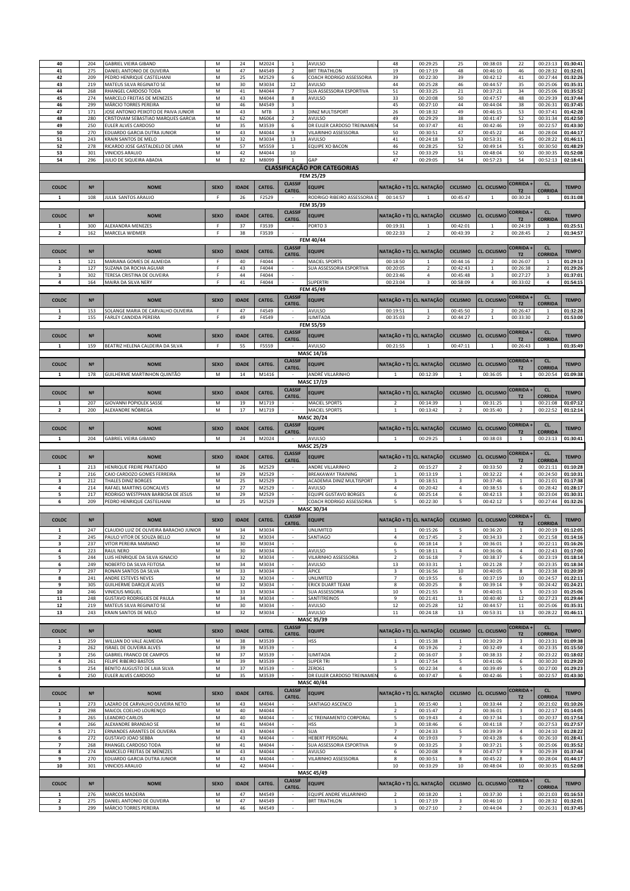| 40 | 204 | GABRIEL VIEIRA GIBAND | M | 24 | M2024 | 1 | AVULSO | 48 | 00:29:25 | 25 | 00:38:03 | 22 | 00:23:13 | 01:30:41 |
|---|---|---|---|---|---|---|---|---|---|---|---|---|---|---|
| 41 | 275 | DANIEL ANTONIO DE OLIVEIRA | M | 47 | M4549 | 2 | BRT TRIATHLON | 19 | 00:17:19 | 48 | 00:46:10 | 46 | 00:28:32 | 01:32:01 |
| 42 | 209 | PEDRO HENRIQUE CASTELHANI | M | 25 | M2529 | 6 | COACH RODRIGO ASSESSORIA | 39 | 00:22:30 | 39 | 00:42:12 | 41 | 00:27:44 | 01:32:26 |
| 43 | 219 | MATEUS SILVA REGINATO SE | M | 30 | M3034 | 12 | AVULSO | 44 | 00:25:28 | 46 | 00:44:57 | 35 | 00:25:06 | 01:35:31 |
| 44 | 268 | RHANGEL CARDOSO TODA | M | 41 | M4044 | 7 | SUA ASSESSORIA ESPORTIVA | 51 | 00:33:25 | 21 | 00:37:21 | 34 | 00:25:06 | 01:35:52 |
| 45 | 274 | MARCELO FREITAS DE MENEZES | M | 43 | M4044 | 8 | AVULSO | 33 | 00:20:08 | 50 | 00:47:57 | 48 | 00:29:39 | 01:37:44 |
| 46 | 299 | MÁRCIO TORRES PEREIRA | M | 46 | M4549 | 3 |  | 45 | 00:27:10 | 44 | 00:44:04 | 38 | 00:26:31 | 01:37:45 |
| 47 | 171 | JOSE ANTONIO PEIXOTO DE PAIVA JUNIOR | M | 43 | MTB | 3 | DINIZ MULTISPORT | 26 | 00:18:32 | 49 | 00:46:15 | 53 | 00:37:41 | 01:42:28 |
| 48 | 280 | CRISTOVAM SEBASTIAO MARQUES GARCIA | M | 62 | M6064 | 2 | AVULSO | 49 | 00:29:29 | 38 | 00:41:47 | 52 | 00:31:34 | 01:42:50 |
| 49 | 250 | EULER ALVES CARDOSO | M | 35 | M3539 | 6 | DR EULER CARDOSO TREINAMEN | 54 | 00:37:47 | 41 | 00:42:46 | 19 | 00:22:57 | 01:43:30 |
| 50 | 270 | EDUARDO GARCIA DUTRA JUNIOR | M | 43 | M4044 | 9 | VILARINHO ASSESSORIA | 50 | 00:30:51 | 47 | 00:45:22 | 44 | 00:28:04 | 01:44:17 |
| 51 | 243 | KRAIN SANTOS DE MELO | M | 32 | M3034 | 13 | AVULSO | 41 | 00:24:18 | 53 | 00:53:31 | 45 | 00:28:22 | 01:46:11 |
| 52 | 278 | RICARDO JOSE GASTALDELO DE LIMA | M | 57 | M5559 | 1 | EQUIPE XO BACON | 46 | 00:28:25 | 52 | 00:49:14 | 51 | 00:30:50 | 01:48:29 |
| 53 | 301 | VINICIOS ARAUJO | M | 42 | M4044 | 10 |  | 52 | 00:33:29 | 51 | 00:48:04 | 50 | 00:30:35 | 01:52:08 |
| 54 | 296 | JULIO DE SIQUEIRA ABADIA | M | 82 | M8099 | 1 | GAP | 47 | 00:29:05 | 54 | 00:57:23 | 54 | 00:52:13 | 02:18:41 |

## CLASSIFICAÇÃO POR CATEGORIAS

### FEM 25/29

| COLOC | Nº | NOME | SEXO | IDADE | CATEG. | CLASSIF CATEG. | EQUIPE | NATAÇÃO + T1 | CL. NATAÇÃO | CICUSMO | CL. CICUSMO | CORRIDA + T2 | CL. CORRIDA | TEMPO |
|---|---|---|---|---|---|---|---|---|---|---|---|---|---|---|
| 1 | 108 | JULIA SANTOS ARAUJO | F | 26 | F2529 | - | RODRIGO RIBEIRO ASSESSORIA E | 00:14:57 | 1 | 00:45:47 | 1 | 00:30:24 | 1 | 01:31:08 |

### FEM 35/39

| COLOC | Nº | NOME | SEXO | IDADE | CATEG. | CLASSIF CATEG. | EQUIPE | NATAÇÃO + T1 | CL. NATAÇÃO | CICUSMO | CL. CICUSMO | CORRIDA + T2 | CL. CORRIDA | TEMPO |
|---|---|---|---|---|---|---|---|---|---|---|---|---|---|---|
| 1 | 300 | ALEXANDRA MENEZES | F | 37 | F3539 | - | PORTO 3 | 00:19:31 | 1 | 00:42:01 | 1 | 00:24:19 | 1 | 01:25:51 |
| 2 | 162 | MARCELA WIDMER | F | 38 | F3539 | - |  | 00:22:33 | 2 | 00:43:39 | 2 | 00:28:45 | 2 | 01:34:57 |

### FEM 40/44

| COLOC | Nº | NOME | SEXO | IDADE | CATEG. | CLASSIF CATEG. | EQUIPE | NATAÇÃO + T1 | CL. NATAÇÃO | CICUSMO | CL. CICUSMO | CORRIDA + T2 | CL. CORRIDA | TEMPO |
|---|---|---|---|---|---|---|---|---|---|---|---|---|---|---|
| 1 | 121 | MARIANA GOMES DE ALMEIDA | F | 40 | F4044 | - | MACIEL SPORTS | 00:18:50 | 1 | 00:44:16 | 2 | 00:26:07 | 1 | 01:29:13 |
| 2 | 127 | SUZANA DA ROCHA AGUIAR | F | 43 | F4044 | - | SUA ASSESSORIA ESPORTIVA | 00:20:05 | 2 | 00:42:43 | 1 | 00:26:38 | 2 | 01:29:26 |
| 3 | 302 | TERESA CRISTINA DE OLIVEIRA | F | 44 | F4044 | - |  | 00:23:46 | 4 | 00:45:48 | 3 | 00:27:27 | 3 | 01:37:01 |
| 4 | 164 | MAIRA DA SILVA NERY | F | 41 | F4044 | - | SUPERTRI | 00:23:04 | 3 | 00:58:09 | 4 | 00:33:02 | 4 | 01:54:15 |

### FEM 45/49

| COLOC | Nº | NOME | SEXO | IDADE | CATEG. | CLASSIF CATEG. | EQUIPE | NATAÇÃO + T1 | CL. NATAÇÃO | CICUSMO | CL. CICUSMO | CORRIDA + T2 | CL. CORRIDA | TEMPO |
|---|---|---|---|---|---|---|---|---|---|---|---|---|---|---|
| 1 | 153 | SOLANGE MARIA DE CARVALHO OLIVEIRA | F | 47 | F4549 | - | AVULSO | 00:19:51 | 1 | 00:45:50 | 2 | 00:26:47 | 1 | 01:32:28 |
| 2 | 155 | FARLEY CANDIDA PEREIRA | F | 49 | F4549 | - | ILIMITADA | 00:35:03 | 2 | 00:44:27 | 1 | 00:33:30 | 2 | 01:53:00 |

### FEM 55/59

| COLOC | Nº | NOME | SEXO | IDADE | CATEG. | CLASSIF CATEG. | EQUIPE | NATAÇÃO + T1 | CL. NATAÇÃO | CICUSMO | CL. CICUSMO | CORRIDA + T2 | CL. CORRIDA | TEMPO |
|---|---|---|---|---|---|---|---|---|---|---|---|---|---|---|
| 1 | 159 | BEATRIZ HELENA CALDEIRA DA SILVA | F | 55 | F5559 | - | AVULSO | 00:21:55 | 1 | 00:47:11 | 1 | 00:26:43 | 1 | 01:35:49 |

### MASC 14/16

| COLOC | Nº | NOME | SEXO | IDADE | CATEG. | CLASSIF CATEG. | EQUIPE | NATAÇÃO + T1 | CL. NATAÇÃO | CICUSMO | CL. CICUSMO | CORRIDA + T2 | CL. CORRIDA | TEMPO |
|---|---|---|---|---|---|---|---|---|---|---|---|---|---|---|
| 1 | 178 | GUILHERME MARTINHON QUINTÃO | M | 14 | M1416 | - | ANDRÉ VILLARINHO | 1 | 00:12:39 | 1 | 00:36:05 | 1 | 00:20:54 | 01:09:38 |

### MASC 17/19

| COLOC | Nº | NOME | SEXO | IDADE | CATEG. | CLASSIF CATEG. | EQUIPE | NATAÇÃO + T1 | CL. NATAÇÃO | CICUSMO | CL. CICUSMO | CORRIDA + T2 | CL. CORRIDA | TEMPO |
|---|---|---|---|---|---|---|---|---|---|---|---|---|---|---|
| 1 | 207 | GIOVANNI POPIOLEK SASSE | M | 19 | M1719 | - | MACIEL SPORTS | 2 | 00:14:39 | 1 | 00:31:25 | 1 | 00:21:08 | 01:07:12 |
| 2 | 200 | ALEXANDRE NÓBREGA | M | 17 | M1719 | - | MACIEL SPORTS | 1 | 00:13:42 | 2 | 00:35:40 | 2 | 00:22:52 | 01:12:14 |

### MASC 20/24

| COLOC | Nº | NOME | SEXO | IDADE | CATEG. | CLASSIF CATEG. | EQUIPE | NATAÇÃO + T1 | CL. NATAÇÃO | CICUSMO | CL. CICUSMO | CORRIDA + T2 | CL. CORRIDA | TEMPO |
|---|---|---|---|---|---|---|---|---|---|---|---|---|---|---|
| 1 | 204 | GABRIEL VIEIRA GIBAND | M | 24 | M2024 | - | AVULSO | 1 | 00:29:25 | 1 | 00:38:03 | 1 | 00:23:13 | 01:30:41 |

### MASC 25/29

| COLOC | Nº | NOME | SEXO | IDADE | CATEG. | CLASSIF CATEG. | EQUIPE | NATAÇÃO + T1 | CL. NATAÇÃO | CICUSMO | CL. CICUSMO | CORRIDA + T2 | CL. CORRIDA | TEMPO |
|---|---|---|---|---|---|---|---|---|---|---|---|---|---|---|
| 1 | 213 | HENRIQUE FREIRE PRATEADO | M | 26 | M2529 | - | ANDRE VILLARINHO | 2 | 00:15:27 | 2 | 00:33:50 | 2 | 00:21:11 | 01:10:28 |
| 2 | 216 | CAIO CARDOZO GOMES FERREIRA | M | 29 | M2529 | - | BREAKAWAY TRAINING | 1 | 00:13:19 | 1 | 00:32:22 | 4 | 00:24:50 | 01:10:31 |
| 3 | 212 | THALES DINIZ BORGES | M | 25 | M2529 | - | ACADEMIA DINIZ MULTISPORT | 3 | 00:18:51 | 3 | 00:37:46 | 1 | 00:21:01 | 01:17:38 |
| 4 | 214 | RAFAEL MARTINS GONCALVES | M | 27 | M2529 | - | AVULSO | 4 | 00:20:42 | 4 | 00:38:53 | 6 | 00:28:42 | 01:28:17 |
| 5 | 217 | RODRIGO WESTPHAN BARBOSA DE JESUS | M | 29 | M2529 | - | EQUIPE GUSTAVO BORGES | 6 | 00:25:14 | 6 | 00:42:13 | 3 | 00:23:04 | 01:30:31 |
| 6 | 209 | PEDRO HENRIQUE CASTELHANI | M | 25 | M2529 | - | COACH RODRIGO ASSESSORIA | 5 | 00:22:30 | 5 | 00:42:12 | 5 | 00:27:44 | 01:32:26 |

### MASC 30/34

| COLOC | Nº | NOME | SEXO | IDADE | CATEG. | CLASSIF CATEG. | EQUIPE | NATAÇÃO + T1 | CL. NATAÇÃO | CICUSMO | CL. CICUSMO | CORRIDA + T2 | CL. CORRIDA | TEMPO |
|---|---|---|---|---|---|---|---|---|---|---|---|---|---|---|
| 1 | 247 | CLAUDIO LUIZ DE OLIVEIRA BARACHO JUNIOR | M | 34 | M3034 | - | UNLIMITED | 1 | 00:15:26 | 5 | 00:36:20 | 1 | 00:20:19 | 01:12:05 |
| 2 | 245 | PAULO VITOR DE SOUZA BELLO | M | 32 | M3034 | - | SANTIAGO | 4 | 00:17:45 | 2 | 00:34:33 | 2 | 00:21:58 | 01:14:16 |
| 3 | 237 | VITOR PEREIRA MARIANO | M | 30 | M3034 | - |  | 6 | 00:18:14 | 3 | 00:36:01 | 3 | 00:22:11 | 01:16:26 |
| 4 | 223 | RAUL NERO | M | 30 | M3034 | - | AVULSO | 5 | 00:18:11 | 4 | 00:36:06 | 4 | 00:22:43 | 01:17:00 |
| 5 | 244 | LUIS HENRIQUE DA SILVA IGNACIO | M | 32 | M3034 | - | VILARINHO ASSESSORIA | 2 | 00:16:18 | 7 | 00:38:37 | 6 | 00:23:19 | 01:18:14 |
| 6 | 249 | NOBERTO DA SILVA FEITOSA | M | 34 | M3034 | - | AVULSO | 13 | 00:33:31 | 1 | 00:21:28 | 7 | 00:23:35 | 01:18:34 |
| 7 | 297 | RONAN SANTOS DA SILVA | M | 33 | M3034 | - | ÁPICE | 3 | 00:16:56 | 10 | 00:40:05 | 8 | 00:23:38 | 01:20:39 |
| 8 | 241 | ANDRE ESTEVES NEVES | M | 32 | M3034 | - | UNLIMITED | 7 | 00:19:55 | 6 | 00:37:19 | 10 | 00:24:57 | 01:22:11 |
| 9 | 305 | GUILHERME DARQUE ALVES | M | 32 | M3034 | - | ERICK DUART TEAM | 8 | 00:20:25 | 8 | 00:39:14 | 9 | 00:24:42 | 01:24:21 |
| 10 | 246 | VINICIUS MIGUEL | M | 33 | M3034 | - | SUA ASSESSORIA | 10 | 00:21:55 | 9 | 00:40:01 | 5 | 00:23:10 | 01:25:06 |
| 11 | 248 | GUSTAVO RODRIGUES DE PAULA | M | 34 | M3034 | - | SANTITREINOS | 9 | 00:21:41 | 11 | 00:40:40 | 12 | 00:27:23 | 01:29:44 |
| 12 | 219 | MATEUS SILVA REGINATO SE | M | 30 | M3034 | - | AVULSO | 12 | 00:25:28 | 12 | 00:44:57 | 11 | 00:25:06 | 01:35:31 |
| 13 | 243 | KRAIN SANTOS DE MELO | M | 32 | M3034 | - | AVULSO | 11 | 00:24:18 | 13 | 00:53:31 | 13 | 00:28:22 | 01:46:11 |

### MASC 35/39

| COLOC | Nº | NOME | SEXO | IDADE | CATEG. | CLASSIF CATEG. | EQUIPE | NATAÇÃO + T1 | CL. NATAÇÃO | CICUSMO | CL. CICUSMO | CORRIDA + T2 | CL. CORRIDA | TEMPO |
|---|---|---|---|---|---|---|---|---|---|---|---|---|---|---|
| 1 | 259 | WILLIAN DO VALE ALMEIDA | M | 38 | M3539 | - | HSS | 1 | 00:15:38 | 1 | 00:30:29 | 3 | 00:23:31 | 01:09:38 |
| 2 | 262 | ISRAEL DE OLIVEIRA ALVES | M | 39 | M3539 | - |  | 4 | 00:19:26 | 2 | 00:32:49 | 4 | 00:23:35 | 01:15:50 |
| 3 | 256 | GABRIEL FRANCO DE CAMPOS | M | 37 | M3539 | - | ILIMITADA | 2 | 00:16:07 | 3 | 00:38:33 | 2 | 00:23:22 | 01:18:02 |
| 4 | 261 | FELIPE RIBEIRO BASTOS | M | 39 | M3539 | - | SUPER TRI | 3 | 00:17:54 | 5 | 00:41:06 | 6 | 00:30:20 | 01:29:20 |
| 5 | 254 | BENITO AUGUSTO DE LAIA SILVA | M | 37 | M3539 | - | ZERO61 | 5 | 00:22:34 | 4 | 00:39:49 | 5 | 00:27:00 | 01:29:23 |
| 6 | 250 | EULER ALVES CARDOSO | M | 35 | M3539 | - | DR EULER CARDOSO TREINAMEN | 6 | 00:37:47 | 6 | 00:42:46 | 1 | 00:22:57 | 01:43:30 |

### MASC 40/44

| COLOC | Nº | NOME | SEXO | IDADE | CATEG. | CLASSIF CATEG. | EQUIPE | NATAÇÃO + T1 | CL. NATAÇÃO | CICUSMO | CL. CICUSMO | CORRIDA + T2 | CL. CORRIDA | TEMPO |
|---|---|---|---|---|---|---|---|---|---|---|---|---|---|---|
| 1 | 273 | LAZARO DE CARVALHO OLIVEIRA NETO | M | 43 | M4044 | - | SANTIAGO ASCENCO | 1 | 00:15:40 | 1 | 00:33:44 | 2 | 00:21:02 | 01:10:26 |
| 2 | 298 | MAICOL COELHO LOURENÇO | M | 40 | M4044 | - |  | 2 | 00:15:47 | 2 | 00:36:01 | 3 | 00:22:17 | 01:14:05 |
| 3 | 265 | LEANDRO CARLOS | M | 40 | M4044 | - | LC TREINAMENTO CORPORAL | 5 | 00:19:43 | 4 | 00:37:34 | 1 | 00:20:37 | 01:17:54 |
| 4 | 266 | ALEXANDRE BRANDAO SE | M | 41 | M4044 | - | HSS | 3 | 00:18:46 | 6 | 00:41:18 | 7 | 00:27:53 | 01:27:57 |
| 5 | 271 | ERNANDES ARANTES DE OLIVEIRA | M | 43 | M4044 | - | SUA | 7 | 00:24:33 | 5 | 00:39:39 | 4 | 00:24:10 | 01:28:22 |
| 6 | 272 | GUSTAVO JOAO SEBBA | M | 43 | M4044 | - | HEBERT PERSONAL | 4 | 00:19:03 | 7 | 00:43:28 | 6 | 00:26:10 | 01:28:41 |
| 7 | 268 | RHANGEL CARDOSO TODA | M | 41 | M4044 | - | SUA ASSESSORIA ESPORTIVA | 9 | 00:33:25 | 3 | 00:37:21 | 5 | 00:25:06 | 01:35:52 |
| 8 | 274 | MARCELO FREITAS DE MENEZES | M | 43 | M4044 | - | AVULSO | 6 | 00:20:08 | 9 | 00:47:57 | 9 | 00:29:39 | 01:37:44 |
| 9 | 270 | EDUARDO GARCIA DUTRA JUNIOR | M | 43 | M4044 | - | VILARINHO ASSESSORIA | 8 | 00:30:51 | 8 | 00:45:22 | 8 | 00:28:04 | 01:44:17 |
| 10 | 301 | VINICIOS ARAUJO | M | 42 | M4044 | - |  | 10 | 00:33:29 | 10 | 00:48:04 | 10 | 00:30:35 | 01:52:08 |

### MASC 45/49

| COLOC | Nº | NOME | SEXO | IDADE | CATEG. | CLASSIF CATEG. | EQUIPE | NATAÇÃO + T1 | CL. NATAÇÃO | CICUSMO | CL. CICUSMO | CORRIDA + T2 | CL. CORRIDA | TEMPO |
|---|---|---|---|---|---|---|---|---|---|---|---|---|---|---|
| 1 | 276 | MARCOS MADEIRA | M | 47 | M4549 | - | EQUIPE ANDRE VILLARINHO | 2 | 00:18:20 | 1 | 00:37:30 | 1 | 00:21:03 | 01:16:53 |
| 2 | 275 | DANIEL ANTONIO DE OLIVEIRA | M | 47 | M4549 | - | BRT TRIATHLON | 1 | 00:17:19 | 3 | 00:46:10 | 3 | 00:28:32 | 01:32:01 |
| 3 | 299 | MÁRCIO TORRES PEREIRA | M | 46 | M4549 | - |  | 3 | 00:27:10 | 2 | 00:44:04 | 2 | 00:26:31 | 01:37:45 |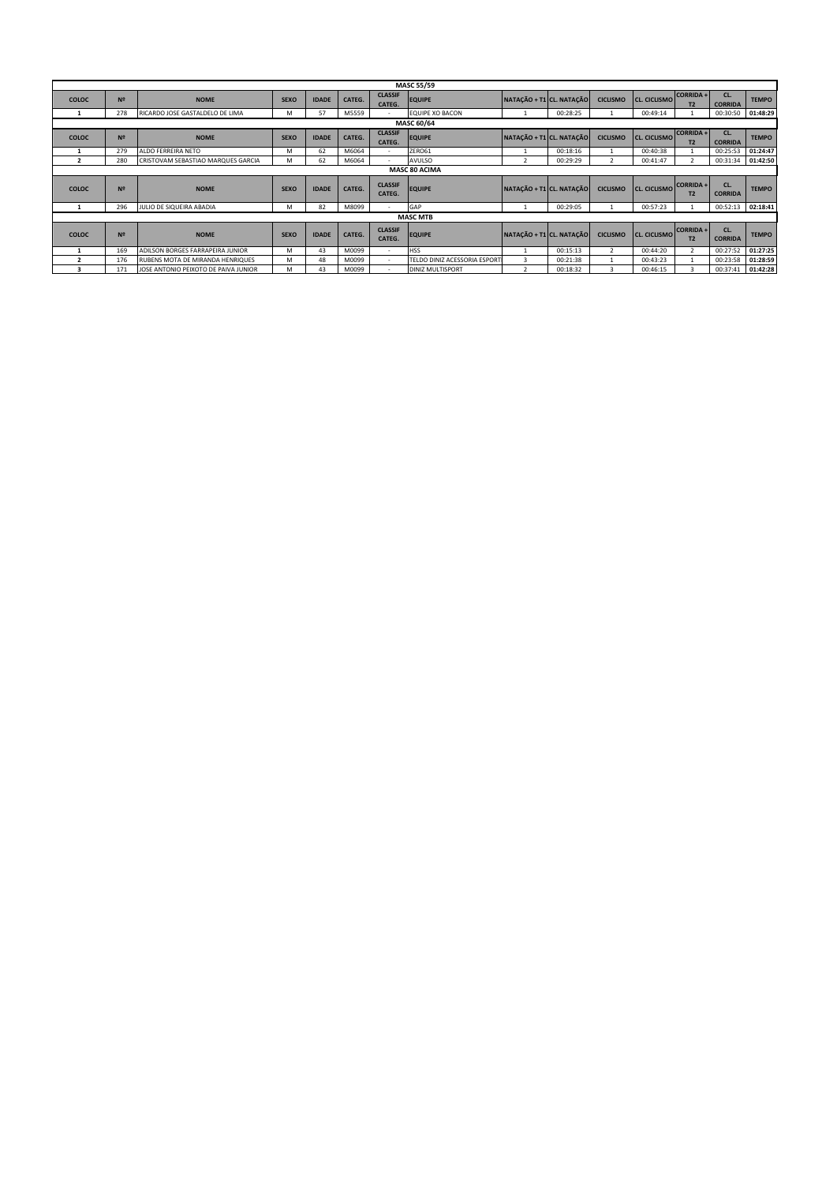| MASC 55/59 | | | | | | | | | | | | | | |
|---|---|---|---|---|---|---|---|---|---|---|---|---|---|---|
| COLOC | Nº | NOME | SEXO | IDADE | CATEG. | CLASSIF CATEG. | EQUIPE | NATAÇÃO + T1 | CL. NATAÇÃO | CICLISMO | CL. CICLISMO | CORRIDA + T2 | CL. CORRIDA | TEMPO |
| 1 | 278 | RICARDO JOSE GASTALDELO DE LIMA | M | 57 | M5559 | - | EQUIPE XO BACON | 1 | 00:28:25 | 1 | 00:49:14 | 1 | 00:30:50 | 01:48:29 |

| MASC 60/64 | | | | | | | | | | | | | | |
|---|---|---|---|---|---|---|---|---|---|---|---|---|---|---|
| COLOC | Nº | NOME | SEXO | IDADE | CATEG. | CLASSIF CATEG. | EQUIPE | NATAÇÃO + T1 | CL. NATAÇÃO | CICLISMO | CL. CICLISMO | CORRIDA + T2 | CL. CORRIDA | TEMPO |
| 1 | 279 | ALDO FERREIRA NETO | M | 62 | M6064 | - | ZERO61 | 1 | 00:18:16 | 1 | 00:40:38 | 1 | 00:25:53 | 01:24:47 |
| 2 | 280 | CRISTOVAM SEBASTIAO MARQUES GARCIA | M | 62 | M6064 | - | AVULSO | 2 | 00:29:29 | 2 | 00:41:47 | 2 | 00:31:34 | 01:42:50 |

| MASC 80 ACIMA | | | | | | | | | | | | | | |
|---|---|---|---|---|---|---|---|---|---|---|---|---|---|---|
| COLOC | Nº | NOME | SEXO | IDADE | CATEG. | CLASSIF CATEG. | EQUIPE | NATAÇÃO + T1 | CL. NATAÇÃO | CICLISMO | CL. CICLISMO | CORRIDA + T2 | CL. CORRIDA | TEMPO |
| 1 | 296 | JULIO DE SIQUEIRA ABADIA | M | 82 | M8099 | - | GAP | 1 | 00:29:05 | 1 | 00:57:23 | 1 | 00:52:13 | 02:18:41 |

| MASC MTB | | | | | | | | | | | | | | |
|---|---|---|---|---|---|---|---|---|---|---|---|---|---|---|
| COLOC | Nº | NOME | SEXO | IDADE | CATEG. | CLASSIF CATEG. | EQUIPE | NATAÇÃO + T1 | CL. NATAÇÃO | CICLISMO | CL. CICLISMO | CORRIDA + T2 | CL. CORRIDA | TEMPO |
| 1 | 169 | ADILSON BORGES FARRAPEIRA JUNIOR | M | 43 | M0099 | - | HSS | 1 | 00:15:13 | 2 | 00:44:20 | 2 | 00:27:52 | 01:27:25 |
| 2 | 176 | RUBENS MOTA DE MIRANDA HENRIQUES | M | 48 | M0099 | - | TELDO DINIZ ACESSORIA ESPORT | 3 | 00:21:38 | 1 | 00:43:23 | 1 | 00:23:58 | 01:28:59 |
| 3 | 171 | JOSE ANTONIO PEIXOTO DE PAIVA JUNIOR | M | 43 | M0099 | - | DINIZ MULTISPORT | 2 | 00:18:32 | 3 | 00:46:15 | 3 | 00:37:41 | 01:42:28 |